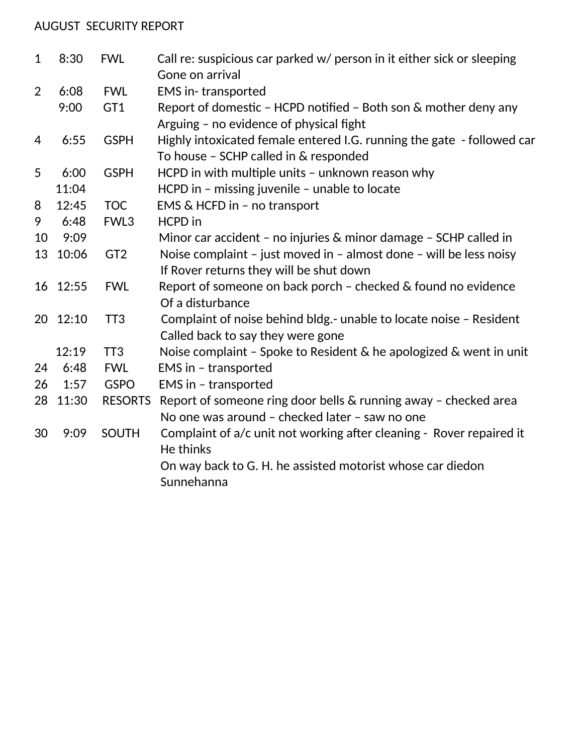AUGUST SECURITY REPORT

| Day | Time | Location | Incident |
|---|---|---|---|
| 1 | 8:30 | FWL | Call re: suspicious car parked w/ person in it either sick or sleeping Gone on arrival |
| 2 | 6:08 | FWL | EMS in- transported |
| | 9:00 | GT1 | Report of domestic – HCPD notified – Both son & mother deny any Arguing – no evidence of physical fight |
| 4 | 6:55 | GSPH | Highly intoxicated female entered I.G. running the gate - followed car To house – SCHP called in & responded |
| 5 | 6:00 | GSPH | HCPD in with multiple units – unknown reason why |
| | 11:04 | | HCPD in – missing juvenile – unable to locate |
| 8 | 12:45 | TOC | EMS & HCFD in – no transport |
| 9 | 6:48 | FWL3 | HCPD in |
| 10 | 9:09 | | Minor car accident – no injuries & minor damage – SCHP called in |
| 13 | 10:06 | GT2 | Noise complaint – just moved in – almost done – will be less noisy If Rover returns they will be shut down |
| 16 | 12:55 | FWL | Report of someone on back porch – checked & found no evidence Of a disturbance |
| 20 | 12:10 | TT3 | Complaint of noise behind bldg.- unable to locate noise – Resident Called back to say they were gone |
| | 12:19 | TT3 | Noise complaint – Spoke to Resident & he apologized & went in unit |
| 24 | 6:48 | FWL | EMS in – transported |
| 26 | 1:57 | GSPO | EMS in – transported |
| 28 | 11:30 | RESORTS | Report of someone ring door bells & running away – checked area No one was around – checked later – saw no one |
| 30 | 9:09 | SOUTH | Complaint of a/c unit not working after cleaning - Rover repaired it He thinks<br>On way back to G. H. he assisted motorist whose car diedon Sunnehanna |